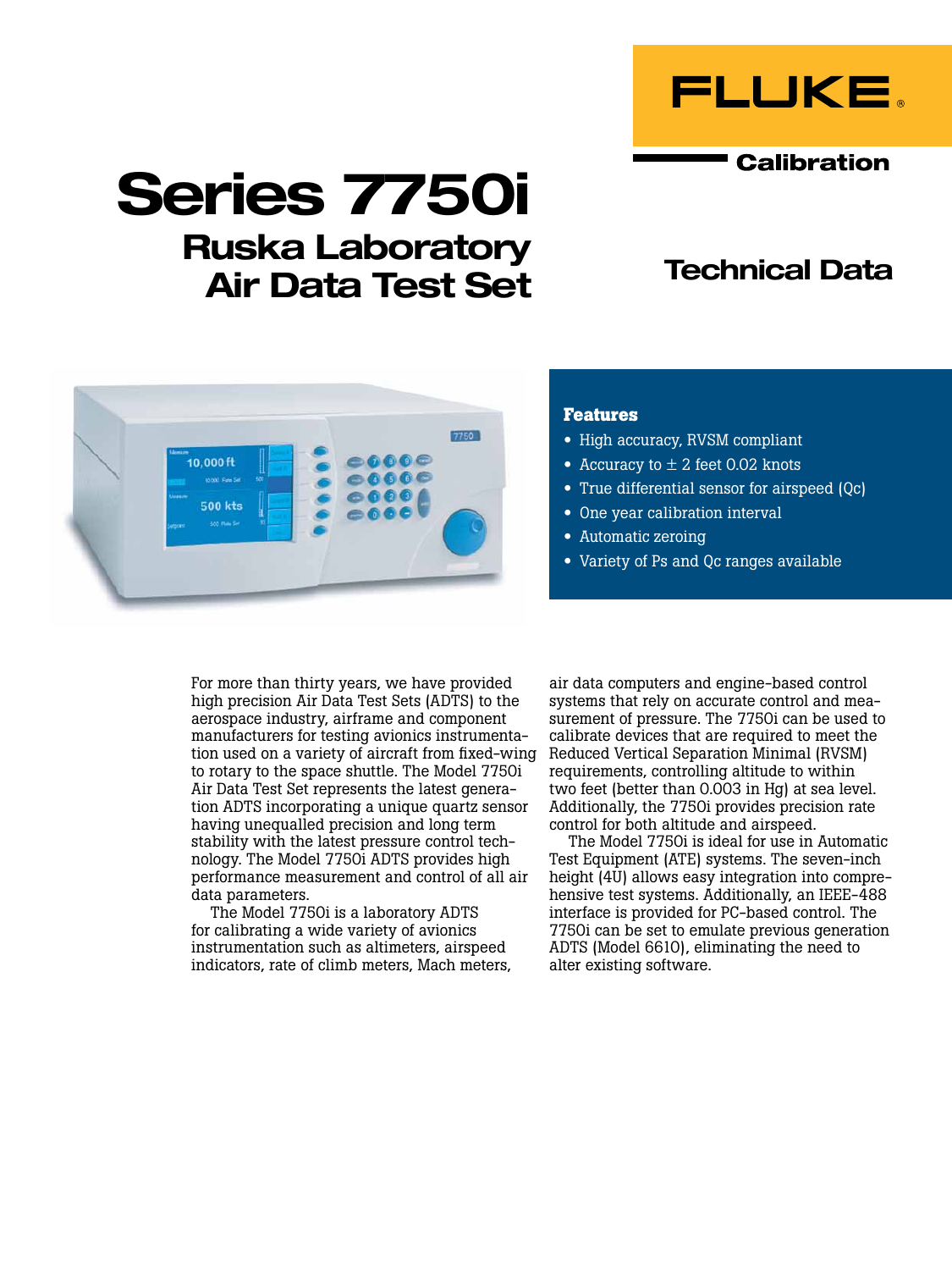FLUKE®

Calibration

# Series 7750i

## Ruska Laboratory Air Data Test Set

## Technical Data

### Features

- High accuracy, RVSM compliant
- Accuracy to ± 2 feet 0.02 knots
- True differential sensor for airspeed (Qc)
- One year calibration interval
- Automatic zeroing
- Variety of Ps and Qc ranges available

For more than thirty years, we have provided high precision Air Data Test Sets (ADTS) to the aerospace industry, airframe and component manufacturers for testing avionics instrumentation used on a variety of aircraft from fixed-wing to rotary to the space shuttle. The Model 7750i Air Data Test Set represents the latest generation ADTS incorporating a unique quartz sensor having unequalled precision and long term stability with the latest pressure control technology. The Model 7750i ADTS provides high performance measurement and control of all air data parameters.

The Model 7750i is a laboratory ADTS for calibrating a wide variety of avionics instrumentation such as altimeters, airspeed indicators, rate of climb meters, Mach meters, air data computers and engine-based control systems that rely on accurate control and measurement of pressure. The 7750i can be used to calibrate devices that are required to meet the Reduced Vertical Separation Minimal (RVSM) requirements, controlling altitude to within two feet (better than 0.003 in Hg) at sea level. Additionally, the 7750i provides precision rate control for both altitude and airspeed.

The Model 7750i is ideal for use in Automatic Test Equipment (ATE) systems. The seven-inch height (4U) allows easy integration into comprehensive test systems. Additionally, an IEEE-488 interface is provided for PC-based control. The 7750i can be set to emulate previous generation ADTS (Model 6610), eliminating the need to alter existing software.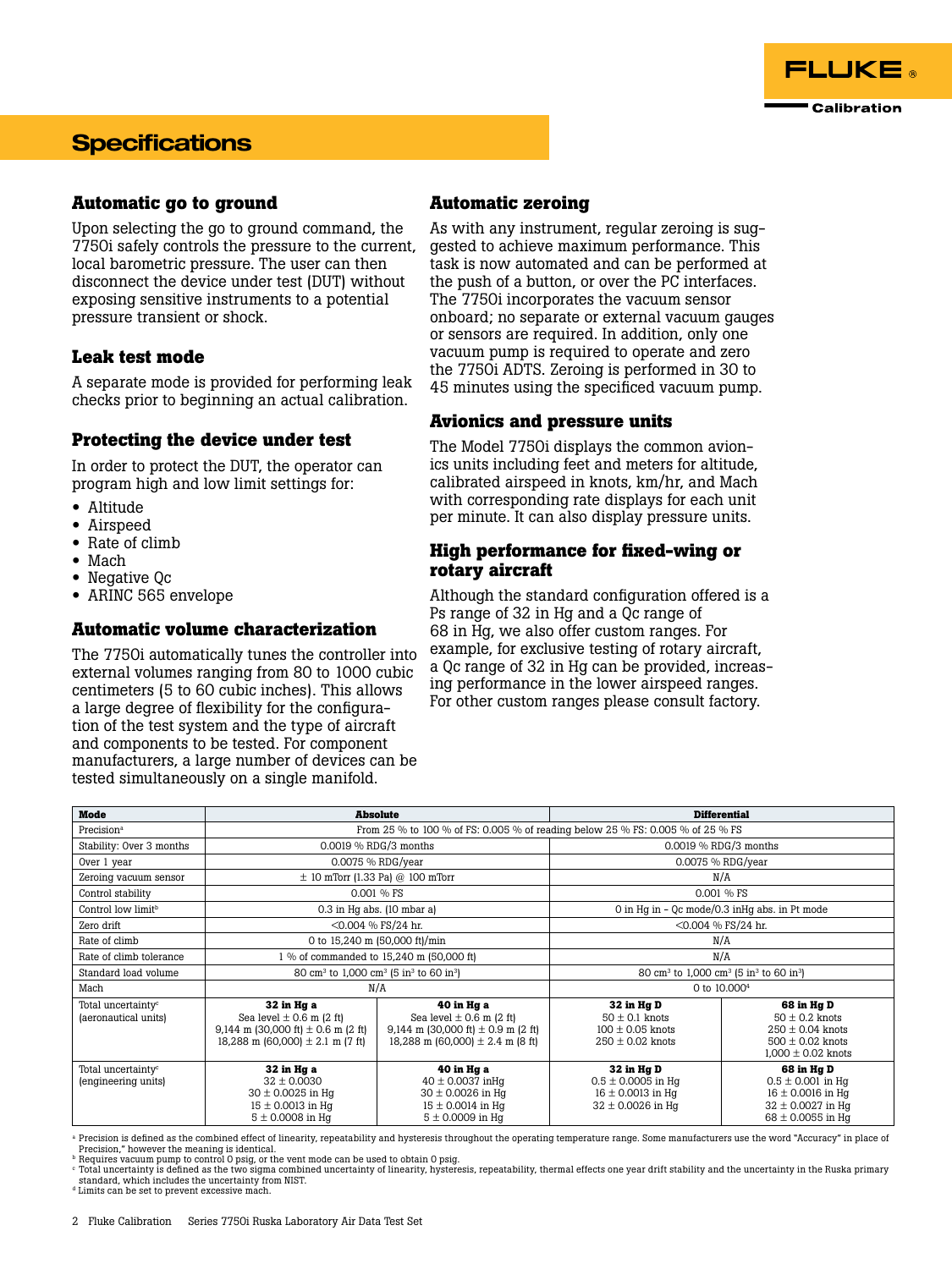# Specifications

### Automatic go to ground

Upon selecting the go to ground command, the 7750i safely controls the pressure to the current, local barometric pressure. The user can then disconnect the device under test (DUT) without exposing sensitive instruments to a potential pressure transient or shock.

### Leak test mode

A separate mode is provided for performing leak checks prior to beginning an actual calibration.

### Protecting the device under test

In order to protect the DUT, the operator can program high and low limit settings for:

- Altitude
- Airspeed
- Rate of climb
- Mach
- Negative Qc
- ARINC 565 envelope

### Automatic volume characterization

The 7750i automatically tunes the controller into external volumes ranging from 80 to 1000 cubic centimeters (5 to 60 cubic inches). This allows a large degree of flexibility for the configuration of the test system and the type of aircraft and components to be tested. For component manufacturers, a large number of devices can be tested simultaneously on a single manifold.

### Automatic zeroing

As with any instrument, regular zeroing is suggested to achieve maximum performance. This task is now automated and can be performed at the push of a button, or over the PC interfaces. The 7750i incorporates the vacuum sensor onboard; no separate or external vacuum gauges or sensors are required. In addition, only one vacuum pump is required to operate and zero the 7750i ADTS. Zeroing is performed in 30 to 45 minutes using the specificed vacuum pump.

### Avionics and pressure units

The Model 7750i displays the common avionics units including feet and meters for altitude, calibrated airspeed in knots, km/hr, and Mach with corresponding rate displays for each unit per minute. It can also display pressure units.

### High performance for fixed-wing or rotary aircraft

Although the standard configuration offered is a Ps range of 32 in Hg and a Qc range of 68 in Hg, we also offer custom ranges. For example, for exclusive testing of rotary aircraft, a Qc range of 32 in Hg can be provided, increasing performance in the lower airspeed ranges. For other custom ranges please consult factory.

| Mode | Absolute | | Differential | |
|---|---|---|---|---|
| Precision[a] | From 25 % to 100 % of FS: 0.005 % of reading below 25 % FS: 0.005 % of 25 % FS | | | |
| Stability: Over 3 months | 0.0019 % RDG/3 months | | 0.0019 % RDG/3 months | |
| Over 1 year | 0.0075 % RDG/year | | 0.0075 % RDG/year | |
| Zeroing vacuum sensor | ± 10 mTorr (1.33 Pa) @ 100 mTorr | | N/A | |
| Control stability | 0.001 % FS | | 0.001 % FS | |
| Control low limit[b] | 0.3 in Hg abs. (10 mbar a) | | 0 in Hg in - Qc mode/0.3 inHg abs. in Pt mode | |
| Zero drift | <0.004 % FS/24 hr. | | <0.004 % FS/24 hr. | |
| Rate of climb | 0 to 15,240 m (50,000 ft)/min | | N/A | |
| Rate of climb tolerance | 1 % of commanded to 15,240 m (50,000 ft) | | N/A | |
| Standard load volume | 80 cm³ to 1,000 cm³ (5 in³ to 60 in³) | | 80 cm³ to 1,000 cm³ (5 in³ to 60 in³) | |
| Mach | N/A | | 0 to 10.000[d] | |
| Total uncertainty[c] (aeronautical units) | **32 in Hg a**<br>Sea level ± 0.6 m (2 ft)<br>9,144 m (30,000 ft) ± 0.6 m (2 ft)<br>18,288 m (60,000) ± 2.1 m (7 ft) | **40 in Hg a**<br>Sea level ± 0.6 m (2 ft)<br>9,144 m (30,000 ft) ± 0.9 m (2 ft)<br>18,288 m (60,000 ft) ± 2.4 m (8 ft) | **32 in Hg D**<br>50 ± 0.1 knots<br>100 ± 0.05 knots<br>250 ± 0.02 knots | **68 in Hg D**<br>50 ± 0.2 knots<br>250 ± 0.04 knots<br>500 ± 0.02 knots<br>1,000 ± 0.02 knots |
| Total uncertainty[c] (engineering units) | **32 in Hg a**<br>32 ± 0.0030<br>30 ± 0.0025 in Hg<br>15 ± 0.0013 in Hg<br>5 ± 0.0008 in Hg | **40 in Hg a**<br>40 ± 0.0037 inHg<br>30 ± 0.0026 in Hg<br>15 ± 0.0014 in Hg<br>5 ± 0.0009 in Hg | **32 in Hg D**<br>0.5 ± 0.0005 in Hg<br>16 ± 0.0013 in Hg<br>32 ± 0.0026 in Hg | **68 in Hg D**<br>0.5 ± 0.001 in Hg<br>16 ± 0.0016 in Hg<br>32 ± 0.0027 in Hg<br>68 ± 0.0055 in Hg |

[a] Precision is defined as the combined effect of linearity, repeatability and hysteresis throughout the operating temperature range. Some manufacturers use the word "Accuracy" in place of Precision," however the meaning is identical.
[b] Requires vacuum pump to control 0 psig, or the vent mode can be used to obtain 0 psig.
[c] Total uncertainty is defined as the two sigma combined uncertainty of linearity, hysteresis, repeatability, thermal effects one year drift stability and the uncertainty in the Ruska primary standard, which includes the uncertainty from NIST.
[d] Limits can be set to prevent excessive mach.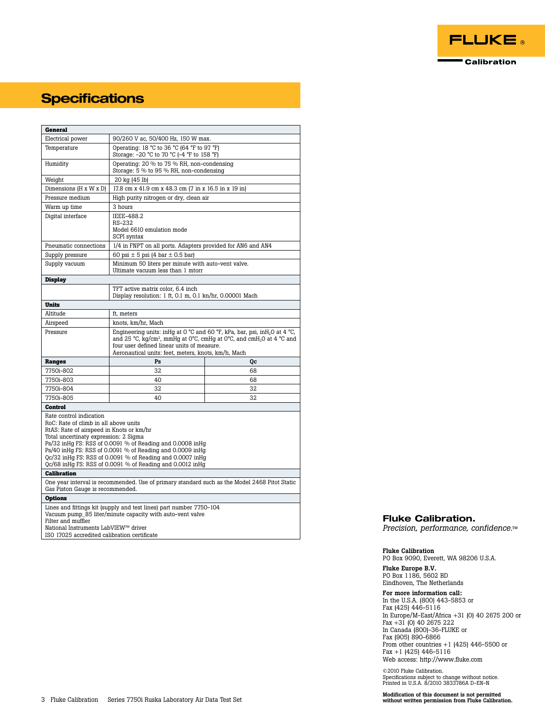# Specifications

| | | |
|---|---|---|
| **General** | | |
| Electrical power | 90/260 V ac, 50/400 Hz, 150 W max. | |
| Temperature | Operating: 18 °C to 36 °C (64 °F to 97 °F)<br>Storage: -20 °C to 70 °C (-4 °F to 158 °F) | |
| Humidity | Operating: 20 % to 75 % RH, non-condensing<br>Storage: 5 % to 95 % RH, non-condensing | |
| Weight | 20 kg (45 lb) | |
| Dimensions (H x W x D) | 17.8 cm x 41.9 cm x 48.3 cm (7 in x 16.5 in x 19 in) | |
| Pressure medium | High purity nitrogen or dry, clean air | |
| Warm up time | 3 hours | |
| Digital interface | IEEE-488.2<br>RS-232<br>Model 6610 emulation mode<br>SCPI syntax | |
| Pneumatic connections | 1/4 in FNPT on all ports. Adapters provided for AN6 and AN4 | |
| Supply pressure | 60 psi ± 5 psi (4 bar ± 0.5 bar) | |
| Supply vacuum | Minimum 50 liters per minute with auto-vent valve.<br>Ultimate vacuum less than 1 mtorr | |
| **Display** | | |
| | TFT active matrix color, 6.4 inch<br>Display resolution: 1 ft, 0.1 m, 0.1 kn/hr, 0.00001 Mach | |
| **Units** | | |
| Altitude | ft, meters | |
| Airspeed | knots, km/hr, Mach | |
| Pressure | Engineering units: inHg at 0 °C and 60 °F, kPa, bar, psi, $inH_2O$ at 4 °C, and 25 °C, $kg/cm^2$, mmHg at 0°C, cmHg at 0°C, and $cmH_2O$ at 4 °C and four user defined linear units of measure.<br>Aeronautical units: feet, meters, knots, km/h, Mach | |
| **Ranges** | **Ps** | **Qc** |
| 7750i-802 | 32 | 68 |
| 7750i-803 | 40 | 68 |
| 7750i-804 | 32 | 32 |
| 7750i-805 | 40 | 32 |
| **Control** | | |
| Rate control indication<br>RoC: Rate of climb in all above units<br>RtAS: Rate of airspeed in Knots or km/hr<br>Total uncertinaty expression: 2 Sigma<br>Ps/32 inHg FS: RSS of 0.0091 % of Reading and 0.0008 inHg<br>Ps/40 inHg FS: RSS of 0.0091 % of Reading and 0.0009 inHg<br>Qc/32 inHg FS: RSS of 0.0091 % of Reading and 0.0007 inHg<br>Qc/68 inHg FS: RSS of 0.0091 % of Reading and 0.0012 inHg | | |
| **Calibration** | | |
| One year interval is recommended. Use of primary standard such as the Model 2468 Pitot Static Gas Piston Gauge is recommended. | | |
| **Options** | | |
| Lines and fittings kit (supply and test lines) part number 7750-104<br>Vacuum pump_85 liter/minute capacity with auto-vent valve<br>Filter and muffler<br>National Instruments LabVIEW™ driver<br>ISO 17025 accredited calibration certificate | | |

## Fluke Calibration.

*Precision, performance, confidence.*™

**Fluke Calibration**
PO Box 9090, Everett, WA 98206 U.S.A.

**Fluke Europe B.V.**
PO Box 1186, 5602 BD
Eindhoven, The Netherlands

**For more information call:**
In the U.S.A. (800) 443-5853 or
Fax (425) 446-5116
In Europe/M-East/Africa +31 (0) 40 2675 200 or
Fax +31 (0) 40 2675 222
In Canada (800)-36-FLUKE or
Fax (905) 890-6866
From other countries +1 (425) 446-5500 or
Fax +1 (425) 446-5116
Web access: http://www.fluke.com

©2010 Fluke Calibration.
Specifications subject to change without notice.
Printed in U.S.A. 8/2010 3833786A D-EN-N

**Modification of this document is not permitted without written permission from Fluke Calibration.**